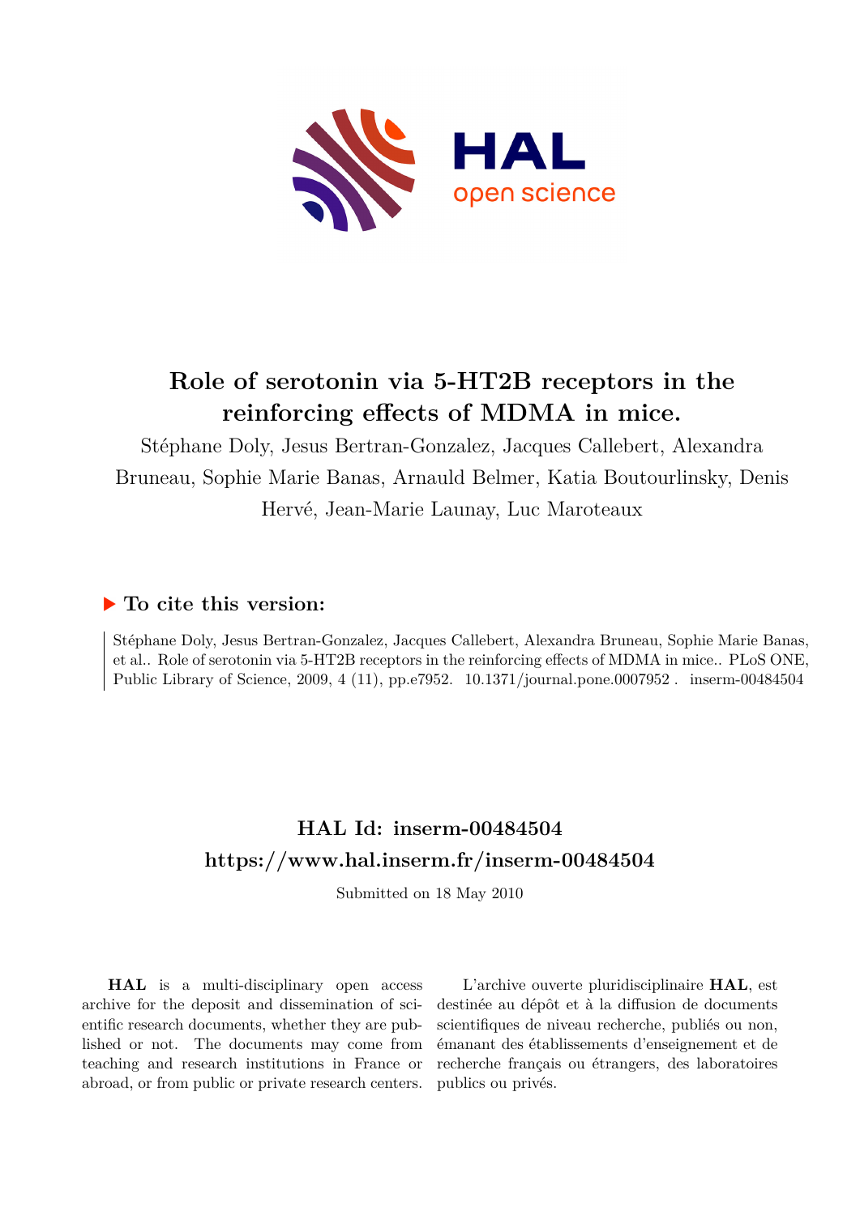# Role of serotonin via 5-HT2B receptors in the reinforcing effects of MDMA in mice.

Stéphane Doly, Jesus Bertran-Gonzalez, Jacques Callebert, Alexandra Bruneau, Sophie Marie Banas, Arnauld Belmer, Katia Boutourlinsky, Denis Hervé, Jean-Marie Launay, Luc Maroteaux

## ▶ To cite this version:

Stéphane Doly, Jesus Bertran-Gonzalez, Jacques Callebert, Alexandra Bruneau, Sophie Marie Banas, et al.. Role of serotonin via 5-HT2B receptors in the reinforcing effects of MDMA in mice.. PLoS ONE, Public Library of Science, 2009, 4 (11), pp.e7952. 10.1371/journal.pone.0007952 . inserm-00484504

## HAL Id: inserm-00484504

## https://www.hal.inserm.fr/inserm-00484504

Submitted on 18 May 2010

**HAL** is a multi-disciplinary open access archive for the deposit and dissemination of scientific research documents, whether they are published or not. The documents may come from teaching and research institutions in France or abroad, or from public or private research centers.

L'archive ouverte pluridisciplinaire **HAL**, est destinée au dépôt et à la diffusion de documents scientifiques de niveau recherche, publiés ou non, émanant des établissements d'enseignement et de recherche français ou étrangers, des laboratoires publics ou privés.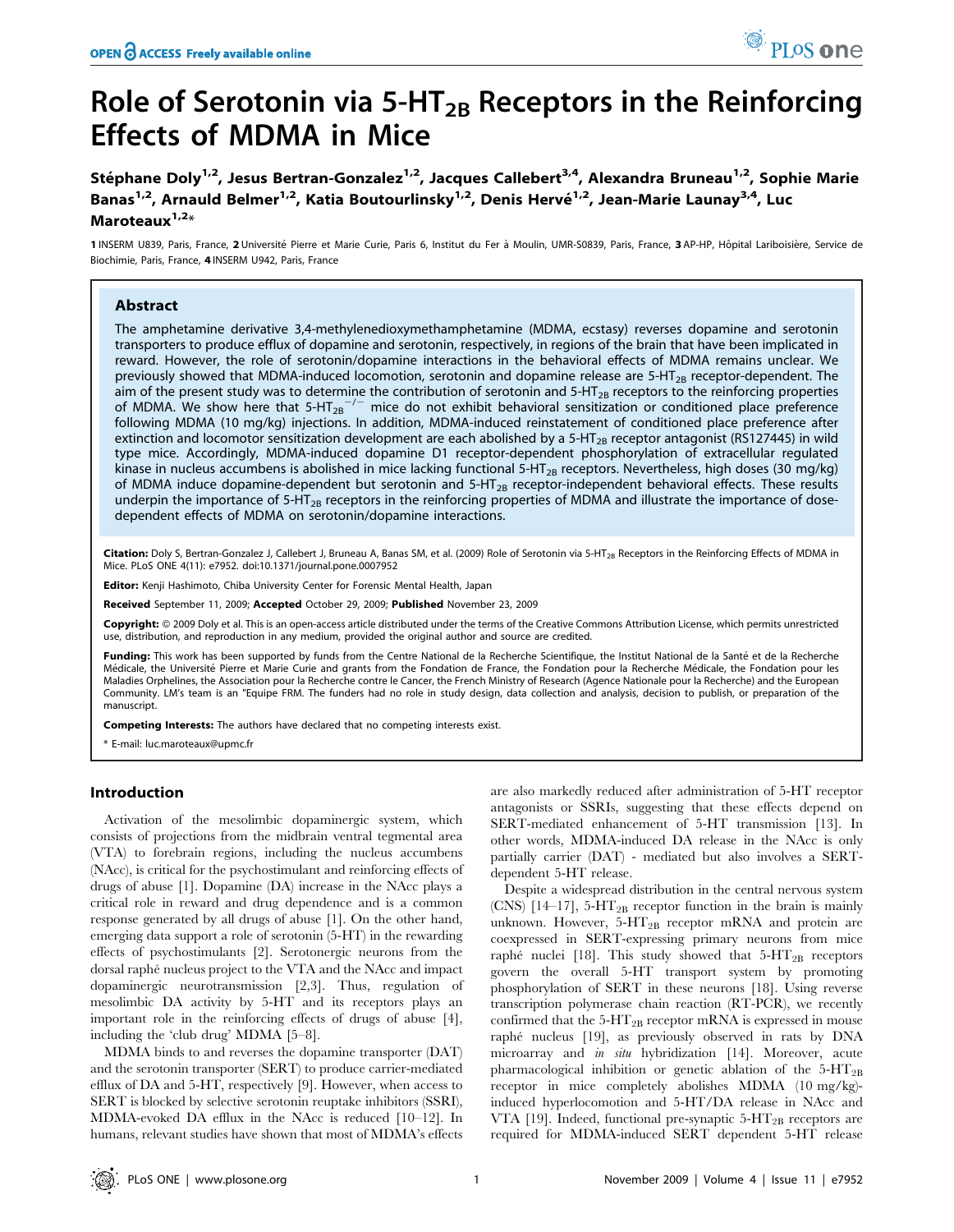# Role of Serotonin via 5-HT$_{2B}$ Receptors in the Reinforcing Effects of MDMA in Mice

Stéphane Doly[1,2], Jesus Bertran-Gonzalez[1,2], Jacques Callebert[3,4], Alexandra Bruneau[1,2], Sophie Marie Banas[1,2], Arnauld Belmer[1,2], Katia Boutourlinsky[1,2], Denis Hervé[1,2], Jean-Marie Launay[3,4], Luc Maroteaux[1,2]*

1 INSERM U839, Paris, France, 2 Université Pierre et Marie Curie, Paris 6, Institut du Fer à Moulin, UMR-S0839, Paris, France, 3 AP-HP, Hôpital Lariboisière, Service de Biochimie, Paris, France, 4 INSERM U942, Paris, France

## Abstract

The amphetamine derivative 3,4-methylenedioxymethamphetamine (MDMA, ecstasy) reverses dopamine and serotonin transporters to produce efflux of dopamine and serotonin, respectively, in regions of the brain that have been implicated in reward. However, the role of serotonin/dopamine interactions in the behavioral effects of MDMA remains unclear. We previously showed that MDMA-induced locomotion, serotonin and dopamine release are 5-HT$_{2B}$ receptor-dependent. The aim of the present study was to determine the contribution of serotonin and 5-HT$_{2B}$ receptors to the reinforcing properties of MDMA. We show here that 5-HT$_{2B}$$^{-/-}$ mice do not exhibit behavioral sensitization or conditioned place preference following MDMA (10 mg/kg) injections. In addition, MDMA-induced reinstatement of conditioned place preference after extinction and locomotor sensitization development are each abolished by a 5-HT$_{2B}$ receptor antagonist (RS127445) in wild type mice. Accordingly, MDMA-induced dopamine D1 receptor-dependent phosphorylation of extracellular regulated kinase in nucleus accumbens is abolished in mice lacking functional 5-HT$_{2B}$ receptors. Nevertheless, high doses (30 mg/kg) of MDMA induce dopamine-dependent but serotonin and 5-HT$_{2B}$ receptor-independent behavioral effects. These results underpin the importance of 5-HT$_{2B}$ receptors in the reinforcing properties of MDMA and illustrate the importance of dose-dependent effects of MDMA on serotonin/dopamine interactions.

**Citation:** Doly S, Bertran-Gonzalez J, Callebert J, Bruneau A, Banas SM, et al. (2009) Role of Serotonin via 5-HT$_{2B}$ Receptors in the Reinforcing Effects of MDMA in Mice. PLoS ONE 4(11): e7952. doi:10.1371/journal.pone.0007952

**Editor:** Kenji Hashimoto, Chiba University Center for Forensic Mental Health, Japan

**Received** September 11, 2009; **Accepted** October 29, 2009; **Published** November 23, 2009

**Copyright:** © 2009 Doly et al. This is an open-access article distributed under the terms of the Creative Commons Attribution License, which permits unrestricted use, distribution, and reproduction in any medium, provided the original author and source are credited.

**Funding:** This work has been supported by funds from the Centre National de la Recherche Scientifique, the Institut National de la Santé et de la Recherche Médicale, the Université Pierre et Marie Curie and grants from the Fondation de France, the Fondation pour la Recherche Médicale, the Fondation pour les Maladies Orphelines, the Association pour la Recherche contre le Cancer, the French Ministry of Research (Agence Nationale pour la Recherche) and the European Community. LM's team is an "Equipe FRM. The funders had no role in study design, data collection and analysis, decision to publish, or preparation of the manuscript.

**Competing Interests:** The authors have declared that no competing interests exist.

* E-mail: luc.maroteaux@upmc.fr

## Introduction

Activation of the mesolimbic dopaminergic system, which consists of projections from the midbrain ventral tegmental area (VTA) to forebrain regions, including the nucleus accumbens (NAcc), is critical for the psychostimulant and reinforcing effects of drugs of abuse [1]. Dopamine (DA) increase in the NAcc plays a critical role in reward and drug dependence and is a common response generated by all drugs of abuse [1]. On the other hand, emerging data support a role of serotonin (5-HT) in the rewarding effects of psychostimulants [2]. Serotonergic neurons from the dorsal raphé nucleus project to the VTA and the NAcc and impact dopaminergic neurotransmission [2,3]. Thus, regulation of mesolimbic DA activity by 5-HT and its receptors plays an important role in the reinforcing effects of drugs of abuse [4], including the 'club drug' MDMA [5–8].

MDMA binds to and reverses the dopamine transporter (DAT) and the serotonin transporter (SERT) to produce carrier-mediated efflux of DA and 5-HT, respectively [9]. However, when access to SERT is blocked by selective serotonin reuptake inhibitors (SSRI), MDMA-evoked DA efflux in the NAcc is reduced [10–12]. In humans, relevant studies have shown that most of MDMA's effects are also markedly reduced after administration of 5-HT receptor antagonists or SSRIs, suggesting that these effects depend on SERT-mediated enhancement of 5-HT transmission [13]. In other words, MDMA-induced DA release in the NAcc is only partially carrier (DAT) - mediated but also involves a SERT-dependent 5-HT release.

Despite a widespread distribution in the central nervous system (CNS) [14–17], 5-HT$_{2B}$ receptor function in the brain is mainly unknown. However, 5-HT$_{2B}$ receptor mRNA and protein are coexpressed in SERT-expressing primary neurons from mice raphé nuclei [18]. This study showed that 5-HT$_{2B}$ receptors govern the overall 5-HT transport system by promoting phosphorylation of SERT in these neurons [18]. Using reverse transcription polymerase chain reaction (RT-PCR), we recently confirmed that the 5-HT$_{2B}$ receptor mRNA is expressed in mouse raphé nucleus [19], as previously observed in rats by DNA microarray and *in situ* hybridization [14]. Moreover, acute pharmacological inhibition or genetic ablation of the 5-HT$_{2B}$ receptor in mice completely abolishes MDMA (10 mg/kg)-induced hyperlocomotion and 5-HT/DA release in NAcc and VTA [19]. Indeed, functional pre-synaptic 5-HT$_{2B}$ receptors are required for MDMA-induced SERT dependent 5-HT release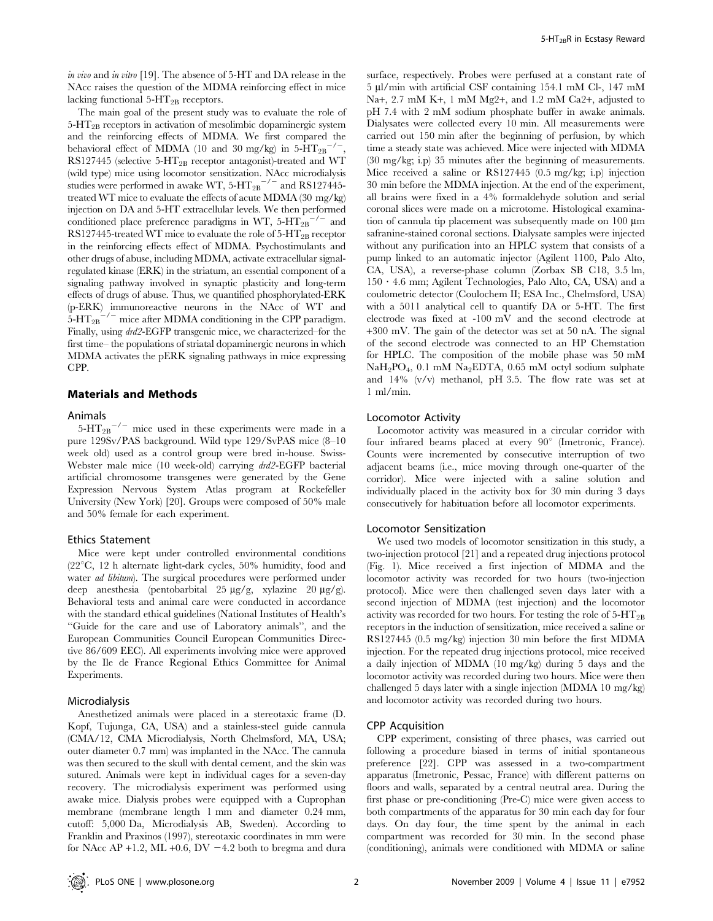*in vivo* and *in vitro* [19]. The absence of 5-HT and DA release in the NAcc raises the question of the MDMA reinforcing effect in mice lacking functional $5\text{-HT}_{2B}$ receptors.

The main goal of the present study was to evaluate the role of $5\text{-HT}_{2B}$ receptors in activation of mesolimbic dopaminergic system and the reinforcing effects of MDMA. We first compared the behavioral effect of MDMA (10 and 30 mg/kg) in $5\text{-HT}_{2B}{}^{-/-}$, RS127445 (selective $5\text{-HT}_{2B}$ receptor antagonist)-treated and WT (wild type) mice using locomotor sensitization. NAcc microdialysis studies were performed in awake WT, $5\text{-HT}_{2B}{}^{-/-}$ and RS127445-treated WT mice to evaluate the effects of acute MDMA (30 mg/kg) injection on DA and 5-HT extracellular levels. We then performed conditioned place preference paradigms in WT, $5\text{-HT}_{2B}{}^{-/-}$ and RS127445-treated WT mice to evaluate the role of $5\text{-HT}_{2B}$ receptor in the reinforcing effects effect of MDMA. Psychostimulants and other drugs of abuse, including MDMA, activate extracellular signal-regulated kinase (ERK) in the striatum, an essential component of a signaling pathway involved in synaptic plasticity and long-term effects of drugs of abuse. Thus, we quantified phosphorylated-ERK (p-ERK) immunoreactive neurons in the NAcc of WT and $5\text{-HT}_{2B}{}^{-/-}$ mice after MDMA conditioning in the CPP paradigm. Finally, using *drd2*-EGFP transgenic mice, we characterized–for the first time– the populations of striatal dopaminergic neurons in which MDMA activates the pERK signaling pathways in mice expressing CPP.

## Materials and Methods

### Animals

$5\text{-HT}_{2B}{}^{-/-}$ mice used in these experiments were made in a pure 129Sv/PAS background. Wild type 129/SvPAS mice (8–10 week old) used as a control group were bred in-house. Swiss-Webster male mice (10 week-old) carrying *drd2*-EGFP bacterial artificial chromosome transgenes were generated by the Gene Expression Nervous System Atlas program at Rockefeller University (New York) [20]. Groups were composed of 50% male and 50% female for each experiment.

### Ethics Statement

Mice were kept under controlled environmental conditions (22°C, 12 h alternate light-dark cycles, 50% humidity, food and water *ad libitum*). The surgical procedures were performed under deep anesthesia (pentobarbital 25 µg/g, xylazine 20 µg/g). Behavioral tests and animal care were conducted in accordance with the standard ethical guidelines (National Institutes of Health's "Guide for the care and use of Laboratory animals", and the European Communities Council European Communities Directive 86/609 EEC). All experiments involving mice were approved by the Ile de France Regional Ethics Committee for Animal Experiments.

### Microdialysis

Anesthetized animals were placed in a stereotaxic frame (D. Kopf, Tujunga, CA, USA) and a stainless-steel guide cannula (CMA/12, CMA Microdialysis, North Chelmsford, MA, USA; outer diameter 0.7 mm) was implanted in the NAcc. The cannula was then secured to the skull with dental cement, and the skin was sutured. Animals were kept in individual cages for a seven-day recovery. The microdialysis experiment was performed using awake mice. Dialysis probes were equipped with a Cuprophan membrane (membrane length 1 mm and diameter 0.24 mm, cutoff: 5,000 Da, Microdialysis AB, Sweden). According to Franklin and Praxinos (1997), stereotaxic coordinates in mm were for NAcc AP +1.2, ML +0.6, DV −4.2 both to bregma and dura surface, respectively. Probes were perfused at a constant rate of 5 µl/min with artificial CSF containing 154.1 mM Cl-, 147 mM Na+, 2.7 mM K+, 1 mM Mg2+, and 1.2 mM Ca2+, adjusted to pH 7.4 with 2 mM sodium phosphate buffer in awake animals. Dialysates were collected every 10 min. All measurements were carried out 150 min after the beginning of perfusion, by which time a steady state was achieved. Mice were injected with MDMA (30 mg/kg; i.p) 35 minutes after the beginning of measurements. Mice received a saline or RS127445 (0.5 mg/kg; i.p) injection 30 min before the MDMA injection. At the end of the experiment, all brains were fixed in a 4% formaldehyde solution and serial coronal slices were made on a microtome. Histological examination of cannula tip placement was subsequently made on 100 µm safranine-stained coronal sections. Dialysate samples were injected without any purification into an HPLC system that consists of a pump linked to an automatic injector (Agilent 1100, Palo Alto, CA, USA), a reverse-phase column (Zorbax SB C18, 3.5 lm, 150 · 4.6 mm; Agilent Technologies, Palo Alto, CA, USA) and a coulometric detector (Coulochem II; ESA Inc., Chelmsford, USA) with a 5011 analytical cell to quantify DA or 5-HT. The first electrode was fixed at -100 mV and the second electrode at +300 mV. The gain of the detector was set at 50 nA. The signal of the second electrode was connected to an HP Chemstation for HPLC. The composition of the mobile phase was 50 mM $NaH_2PO_4$, 0.1 mM $Na_2EDTA$, 0.65 mM octyl sodium sulphate and 14% (v/v) methanol, pH 3.5. The flow rate was set at 1 ml/min.

### Locomotor Activity

Locomotor activity was measured in a circular corridor with four infrared beams placed at every 90° (Imetronic, France). Counts were incremented by consecutive interruption of two adjacent beams (i.e., mice moving through one-quarter of the corridor). Mice were injected with a saline solution and individually placed in the activity box for 30 min during 3 days consecutively for habituation before all locomotor experiments.

### Locomotor Sensitization

We used two models of locomotor sensitization in this study, a two-injection protocol [21] and a repeated drug injections protocol (Fig. 1). Mice received a first injection of MDMA and the locomotor activity was recorded for two hours (two-injection protocol). Mice were then challenged seven days later with a second injection of MDMA (test injection) and the locomotor activity was recorded for two hours. For testing the role of $5\text{-HT}_{2B}$ receptors in the induction of sensitization, mice received a saline or RS127445 (0.5 mg/kg) injection 30 min before the first MDMA injection. For the repeated drug injections protocol, mice received a daily injection of MDMA (10 mg/kg) during 5 days and the locomotor activity was recorded during two hours. Mice were then challenged 5 days later with a single injection (MDMA 10 mg/kg) and locomotor activity was recorded during two hours.

### CPP Acquisition

CPP experiment, consisting of three phases, was carried out following a procedure biased in terms of initial spontaneous preference [22]. CPP was assessed in a two-compartment apparatus (Imetronic, Pessac, France) with different patterns on floors and walls, separated by a central neutral area. During the first phase or pre-conditioning (Pre-C) mice were given access to both compartments of the apparatus for 30 min each day for four days. On day four, the time spent by the animal in each compartment was recorded for 30 min. In the second phase (conditioning), animals were conditioned with MDMA or saline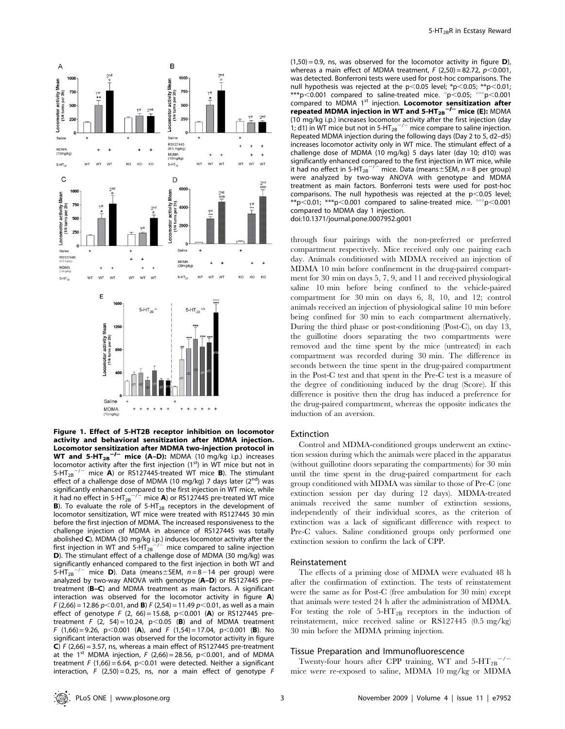**Figure 1. Effect of 5-HT2B receptor inhibition on locomotor activity and behavioral sensitization after MDMA injection. Locomotor sensitization after MDMA two-injection protocol in WT and $5\text{-HT}_{2B}{}^{-/-}$ mice (A–D):** MDMA (10 mg/kg i.p.) increases locomotor activity after the first injection (1[st]) in WT mice but not in $5\text{-HT}_{2B}{}^{-/-}$ mice **A**) or RS127445-treated WT mice **B**). The stimulant effect of a challenge dose of MDMA (10 mg/kg) 7 days later (2[nd]) was significantly enhanced compared to the first injection in WT mice, while it had no effect in $5\text{-HT}_{2B}{}^{-/-}$ mice **A**) or RS127445 pre-treated WT mice **B**). To evaluate the role of $5\text{-HT}_{2B}$ receptors in the development of locomotor sensitization, WT mice were treated with RS127445 30 min before the first injection of MDMA. The increased responsiveness to the challenge injection of MDMA in absence of RS127445 was totally abolished **C**). MDMA (30 mg/kg i.p.) induces locomotor activity after the first injection in WT and $5\text{-HT}_{2B}{}^{-/-}$ mice compared to saline injection **D**). The stimulant effect of a challenge dose of MDMA (30 mg/kg) was significantly enhanced compared to the first injection in both WT and $5\text{-HT}_{2B}{}^{-/-}$ mice **D**). Data (means±SEM, $n = 8-14$ per group) were analyzed by two-way ANOVA with genotype (**A–D**) or RS127445 pre-treatment (**B–C**) and MDMA treatment as main factors. A significant interaction was observed for the locomotor activity in figure **A**) $F\,(2,66) = 12.86$ $p<0.01$, and **B**) $F\,(2,54) = 11.49$ $p<0.01$, as well as a main effect of genotype $F\,(2,\,66) = 15.68$, $p<0.001$ (**A**) or RS127445 pre-treatment $F\,(2,\,54) = 10.24$, $p<0.05$ (**B**) and of MDMA treatment $F\,(1,66) = 9.26$, $p<0.001$ (**A**), and $F\,(1,54) = 17.04$, $p<0.001$ (**B**). No significant interaction was observed for the locomotor activity in figure **C**) $F\,(2,66) = 3.57$, ns, whereas a main effect of RS127445 pre-treatment at the 1[st] MDMA injection, $F\,(2,66) = 28.56$, $p<0.001$, and of MDMA treatment $F\,(1,66) = 6.64$, $p<0.01$ were detected. Neither a significant interaction, $F\,(2,50) = 0.25$, ns, nor a main effect of genotype $F\,(1,50) = 0.9$, ns, was observed for the locomotor activity in figure **D**), whereas a main effect of MDMA treatment, $F\,(2,50) = 82.72$, $p<0.001$, was detected. Bonferroni tests were used for post-hoc comparisons. The null hypothesis was rejected at the $p<0.05$ level; \*$p<0.05$; \*\*$p<0.01$; \*\*\*$p<0.001$ compared to saline-treated mice. °$p<0.05$; °°°$p<0.001$ compared to MDMA 1[st] injection. **Locomotor sensitization after repeated MDMA injection in WT and $5\text{-HT}_{2B}{}^{-/-}$ mice (E):** MDMA (10 mg/kg i.p.) increases locomotor activity after the first injection (day 1; d1) in WT mice but not in $5\text{-HT}_{2B}{}^{-/-}$ mice compare to saline injection. Repeated MDMA injection during the following days (Day 2 to 5, d2–d5) increases locomotor activity only in WT mice. The stimulant effect of a challenge dose of MDMA (10 mg/kg) 5 days later (day 10; d10) was significantly enhanced compared to the first injection in WT mice, while it had no effect in $5\text{-HT}_{2B}{}^{-/-}$ mice. Data (means±SEM, $n = 8$ per group) were analyzed by two-way ANOVA with genotype and MDMA treatment as main factors. Bonferroni tests were used for post-hoc comparisons. The null hypothesis was rejected at the $p<0.05$ level; \*\*$p<0.01$; \*\*\*$p<0.001$ compared to saline-treated mice. °°°$p<0.001$ compared to MDMA day 1 injection.
doi:10.1371/journal.pone.0007952.g001

through four pairings with the non-preferred or preferred compartment respectively. Mice received only one pairing each day. Animals conditioned with MDMA received an injection of MDMA 10 min before confinement in the drug-paired compartment for 30 min on days 5, 7, 9, and 11 and received physiological saline 10 min before being confined to the vehicle-paired compartment for 30 min on days 6, 8, 10, and 12; control animals received an injection of physiological saline 10 min before being confined for 30 min to each compartment alternatively. During the third phase or post-conditioning (Post-C), on day 13, the guillotine doors separating the two compartments were removed and the time spent by the mice (untreated) in each compartment was recorded during 30 min. The difference in seconds between the time spent in the drug-paired compartment in the Post-C test and that spent in the Pre-C test is a measure of the degree of conditioning induced by the drug (Score). If this difference is positive then the drug has induced a preference for the drug-paired compartment, whereas the opposite indicates the induction of an aversion.

### Extinction

Control and MDMA-conditioned groups underwent an extinction session during which the animals were placed in the apparatus (without guillotine doors separating the compartments) for 30 min until the time spent in the drug-paired compartment for each group conditioned with MDMA was similar to those of Pre-C (one extinction session per day during 12 days). MDMA-treated animals received the same number of extinction sessions, independently of their individual scores, as the criterion of extinction was a lack of significant difference with respect to Pre-C values. Saline conditioned groups only performed one extinction session to confirm the lack of CPP.

### Reinstatement

The effects of a priming dose of MDMA were evaluated 48 h after the confirmation of extinction. The tests of reinstatement were the same as for Post-C (free ambulation for 30 min) except that animals were tested 24 h after the administration of MDMA. For testing the role of $5\text{-HT}_{2B}$ receptors in the induction of reinstatement, mice received saline or RS127445 (0.5 mg/kg) 30 min before the MDMA priming injection.

### Tissue Preparation and Immunofluorescence

Twenty-four hours after CPP training, WT and $5\text{-HT}_{2B}{}^{-/-}$ mice were re-exposed to saline, MDMA 10 mg/kg or MDMA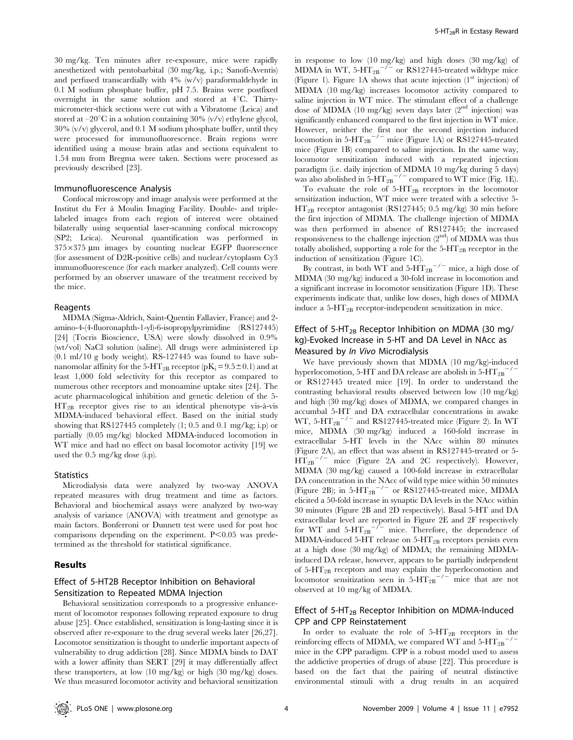30 mg/kg. Ten minutes after re-exposure, mice were rapidly anesthetized with pentobarbital (30 mg/kg, i.p.; Sanofi-Aventis) and perfused transcardially with 4% (w/v) paraformaldehyde in 0.1 M sodium phosphate buffer, pH 7.5. Brains were postfixed overnight in the same solution and stored at 4°C. Thirty-micrometer-thick sections were cut with a Vibratome (Leica) and stored at –20°C in a solution containing 30% (v/v) ethylene glycol, 30% (v/v) glycerol, and 0.1 M sodium phosphate buffer, until they were processed for immunofluorescence. Brain regions were identified using a mouse brain atlas and sections equivalent to 1.54 mm from Bregma were taken. Sections were processed as previously described [23].

### Immunofluorescence Analysis

Confocal microscopy and image analysis were performed at the Institut du Fer à Moulin Imaging Facility. Double- and triple-labeled images from each region of interest were obtained bilaterally using sequential laser-scanning confocal microscopy (SP2; Leica). Neuronal quantification was performed in 375×375 µm images by counting nuclear EGFP fluorescence (for assessment of D2R-positive cells) and nuclear/cytoplasm Cy3 immunofluorescence (for each marker analyzed). Cell counts were performed by an observer unaware of the treatment received by the mice.

### Reagents

MDMA (Sigma-Aldrich, Saint-Quentin Fallavier, France) and 2-amino-4-(4-fluoronaphth-1-yl)-6-isopropylpyrimidine (RS127445) [24] (Tocris Bioscience, USA) were slowly dissolved in 0.9% (wt/vol) NaCl solution (saline). All drugs were administered i.p (0.1 ml/10 g body weight). RS-127445 was found to have sub-nanomolar affinity for the $5\text{-HT}_{2B}$ receptor ($pK_i = 9.5 \pm 0.1$) and at least 1,000 fold selectivity for this receptor as compared to numerous other receptors and monoamine uptake sites [24]. The acute pharmacological inhibition and genetic deletion of the $5\text{-HT}_{2B}$ receptor gives rise to an identical phenotype vis-à-vis MDMA-induced behavioral effect. Based on the initial study showing that RS127445 completely (1; 0.5 and 0.1 mg/kg; i.p) or partially (0.05 mg/kg) blocked MDMA-induced locomotion in WT mice and had no effect on basal locomotor activity [19] we used the 0.5 mg/kg dose (i.p).

### Statistics

Microdialysis data were analyzed by two-way ANOVA repeated measures with drug treatment and time as factors. Behavioral and biochemical assays were analyzed by two-way analysis of variance (ANOVA) with treatment and genotype as main factors. Bonferroni or Dunnett test were used for post hoc comparisons depending on the experiment. $P<0.05$ was predetermined as the threshold for statistical significance.

## Results

### Effect of 5-HT2B Receptor Inhibition on Behavioral Sensitization to Repeated MDMA Injection

Behavioral sensitization corresponds to a progressive enhancement of locomotor responses following repeated exposure to drug abuse [25]. Once established, sensitization is long-lasting since it is observed after re-exposure to the drug several weeks later [26,27]. Locomotor sensitization is thought to underlie important aspects of vulnerability to drug addiction [28]. Since MDMA binds to DAT with a lower affinity than SERT [29] it may differentially affect these transporters, at low (10 mg/kg) or high (30 mg/kg) doses. We thus measured locomotor activity and behavioral sensitization in response to low (10 mg/kg) and high doses (30 mg/kg) of MDMA in WT, $5\text{-HT}_{2B}{}^{-/-}$ or RS127445-treated wildtype mice (Figure 1). Figure 1A shows that acute injection (1st injection) of MDMA (10 mg/kg) increases locomotor activity compared to saline injection in WT mice. The stimulant effect of a challenge dose of MDMA (10 mg/kg) seven days later (2nd injection) was significantly enhanced compared to the first injection in WT mice. However, neither the first nor the second injection induced locomotion in $5\text{-HT}_{2B}{}^{-/-}$ mice (Figure 1A) or RS127445-treated mice (Figure 1B) compared to saline injection. In the same way, locomotor sensitization induced with a repeated injection paradigm (i.e. daily injection of MDMA 10 mg/kg during 5 days) was also abolished in $5\text{-HT}_{2B}{}^{-/-}$ compared to WT mice (Fig. 1E).

To evaluate the role of $5\text{-HT}_{2B}$ receptors in the locomotor sensitization induction, WT mice were treated with a selective $5\text{-HT}_{2B}$ receptor antagonist (RS127445; 0.5 mg/kg) 30 min before the first injection of MDMA. The challenge injection of MDMA was then performed in absence of RS127445; the increased responsiveness to the challenge injection (2nd) of MDMA was thus totally abolished, supporting a role for the $5\text{-HT}_{2B}$ receptor in the induction of sensitization (Figure 1C).

By contrast, in both WT and $5\text{-HT}_{2B}{}^{-/-}$ mice, a high dose of MDMA (30 mg/kg) induced a 30-fold increase in locomotion and a significant increase in locomotor sensitization (Figure 1D). These experiments indicate that, unlike low doses, high doses of MDMA induce a $5\text{-HT}_{2B}$ receptor-independent sensitization in mice.

### Effect of $5\text{-HT}_{2B}$ Receptor Inhibition on MDMA (30 mg/kg)-Evoked Increase in 5-HT and DA Level in NAcc as Measured by *In Vivo* Microdialysis

We have previously shown that MDMA (10 mg/kg)-induced hyperlocomotion, 5-HT and DA release are abolish in $5\text{-HT}_{2B}{}^{-/-}$ or RS127445 treated mice [19]. In order to understand the contrasting behavioral results observed between low (10 mg/kg) and high (30 mg/kg) doses of MDMA, we compared changes in accumbal 5-HT and DA extracellular concentrations in awake WT, $5\text{-HT}_{2B}{}^{-/-}$ and RS127445-treated mice (Figure 2). In WT mice, MDMA (30 mg/kg) induced a 160-fold increase in extracellular 5-HT levels in the NAcc within 80 minutes (Figure 2A), an effect that was absent in RS127445-treated or $5\text{-HT}_{2B}{}^{-/-}$ mice (Figure 2A and 2C respectively). However, MDMA (30 mg/kg) caused a 100-fold increase in extracellular DA concentration in the NAcc of wild type mice within 50 minutes (Figure 2B); in $5\text{-HT}_{2B}{}^{-/-}$ or RS127445-treated mice, MDMA elicited a 50-fold increase in synaptic DA levels in the NAcc within 30 minutes (Figure 2B and 2D respectively). Basal 5-HT and DA extracellular level are reported in Figure 2E and 2F respectively for WT and $5\text{-HT}_{2B}{}^{-/-}$ mice. Therefore, the dependence of MDMA-induced 5-HT release on $5\text{-HT}_{2B}$ receptors persists even at a high dose (30 mg/kg) of MDMA; the remaining MDMA-induced DA release, however, appears to be partially independent of $5\text{-HT}_{2B}$ receptors and may explain the hyperlocomotion and locomotor sensitization seen in $5\text{-HT}_{2B}{}^{-/-}$ mice that are not observed at 10 mg/kg of MDMA.

### Effect of $5\text{-HT}_{2B}$ Receptor Inhibition on MDMA-Induced CPP and CPP Reinstatement

In order to evaluate the role of $5\text{-HT}_{2B}$ receptors in the reinforcing effects of MDMA, we compared WT and $5\text{-HT}_{2B}{}^{-/-}$ mice in the CPP paradigm. CPP is a robust model used to assess the addictive properties of drugs of abuse [22]. This procedure is based on the fact that the pairing of neutral distinctive environmental stimuli with a drug results in an acquired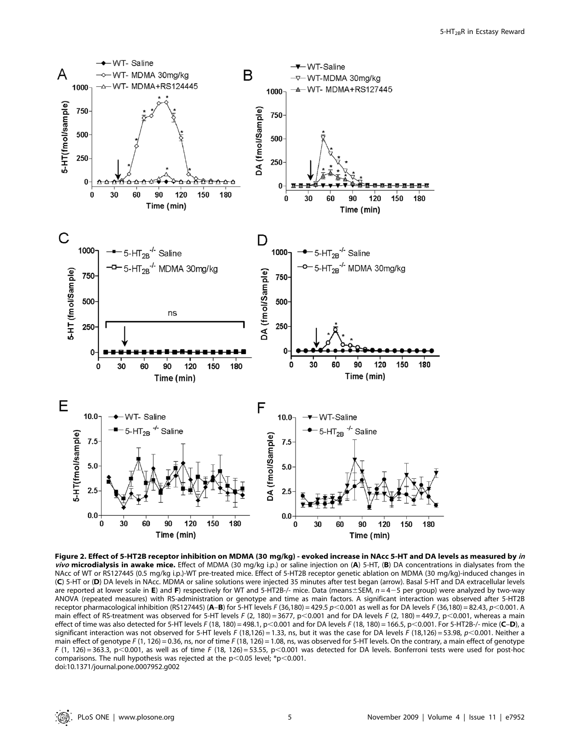**Figure 2. Effect of 5-HT2B receptor inhibition on MDMA (30 mg/kg) - evoked increase in NAcc 5-HT and DA levels as measured by *in vivo* microdialysis in awake mice.** Effect of MDMA (30 mg/kg i.p.) or saline injection on (**A**) 5-HT, (**B**) DA concentrations in dialysates from the NAcc of WT or RS127445 (0.5 mg/kg i.p.)-WT pre-treated mice. Effect of 5-HT2B receptor genetic ablation on MDMA (30 mg/kg)-induced changes in (**C**) 5-HT or (**D**) DA levels in NAcc. MDMA or saline solutions were injected 35 minutes after test began (arrow). Basal 5-HT and DA extracellular levels are reported at lower scale in **E**) and **F**) respectively for WT and 5-HT2B-/- mice. Data (means±SEM, $n = 4-5$ per group) were analyzed by two-way ANOVA (repeated measures) with RS-administration or genotype and time as main factors. A significant interaction was observed after 5-HT2B receptor pharmacological inhibition (RS127445) (**A–B**) for 5-HT levels $F$ (36,180) = 429.5 $p<0.001$ as well as for DA levels $F$ (36,180) = 82.43, $p<0.001$. A main effect of RS-treatment was observed for 5-HT levels $F$ (2, 180) = 3677, $p<0.001$ and for DA levels $F$ (2, 180) = 449.7, $p<0.001$, whereas a main effect of time was also detected for 5-HT levels $F$ (18, 180) = 498.1, $p<0.001$ and for DA levels $F$ (18, 180) = 166.5, $p<0.001$. For 5-HT2B-/- mice (**C–D**), a significant interaction was not observed for 5-HT levels $F$ (18,126) = 1.33, ns, but it was the case for DA levels $F$ (18,126) = 53.98, $p<0.001$. Neither a main effect of genotype $F$ (1, 126) = 0.36, ns, nor of time $F$ (18, 126) = 1.08, ns, was observed for 5-HT levels. On the contrary, a main effect of genotype $F$ (1, 126) = 363.3, $p<0.001$, as well as of time $F$ (18, 126) = 53.55, $p<0.001$ was detected for DA levels. Bonferroni tests were used for post-hoc comparisons. The null hypothesis was rejected at the $p<0.05$ level; *$p<0.001$.
doi:10.1371/journal.pone.0007952.g002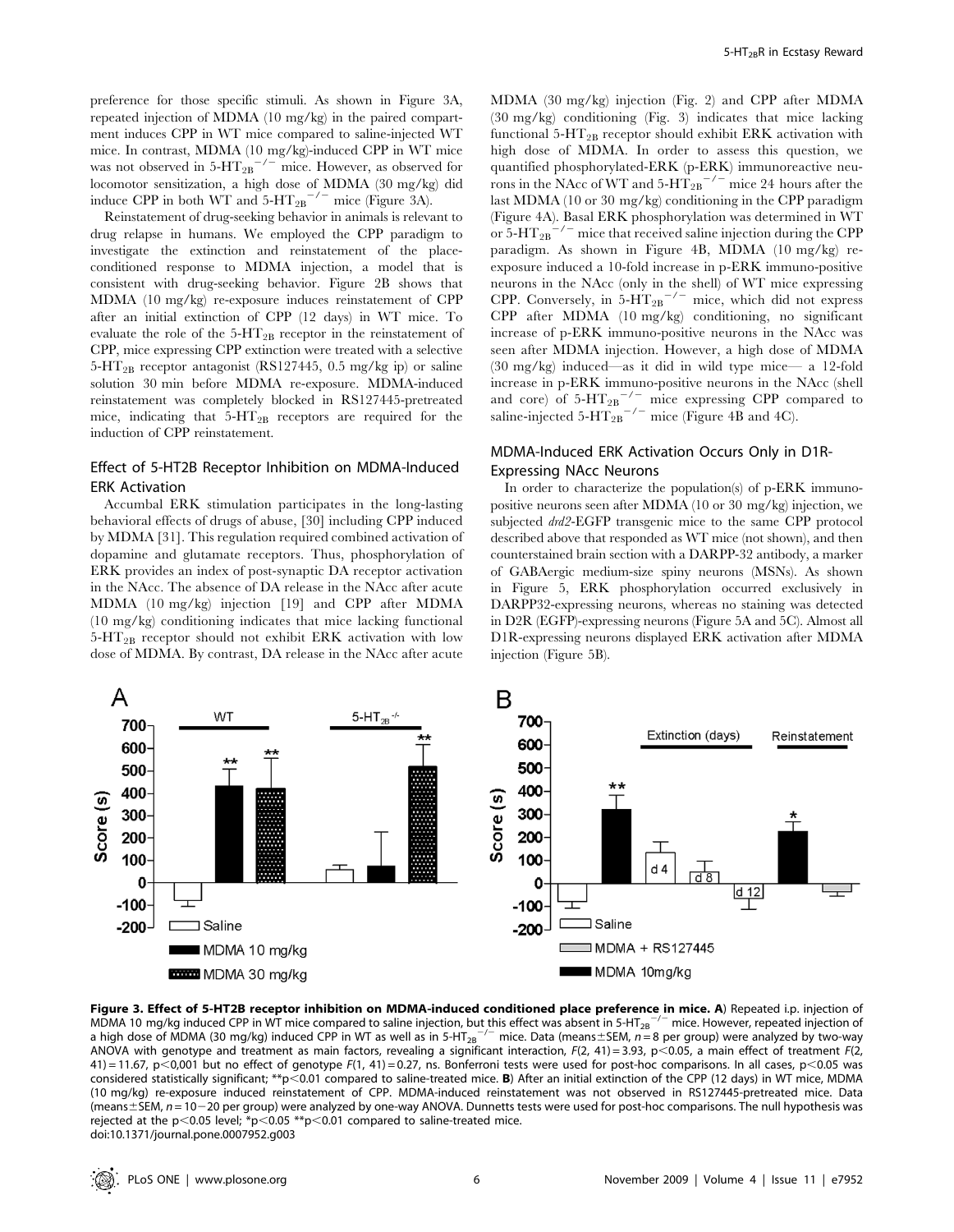preference for those specific stimuli. As shown in Figure 3A, repeated injection of MDMA (10 mg/kg) in the paired compartment induces CPP in WT mice compared to saline-injected WT mice. In contrast, MDMA (10 mg/kg)-induced CPP in WT mice was not observed in $5\text{-HT}_{2B}^{-/-}$ mice. However, as observed for locomotor sensitization, a high dose of MDMA (30 mg/kg) did induce CPP in both WT and $5\text{-HT}_{2B}^{-/-}$ mice (Figure 3A).

Reinstatement of drug-seeking behavior in animals is relevant to drug relapse in humans. We employed the CPP paradigm to investigate the extinction and reinstatement of the place-conditioned response to MDMA injection, a model that is consistent with drug-seeking behavior. Figure 2B shows that MDMA (10 mg/kg) re-exposure induces reinstatement of CPP after an initial extinction of CPP (12 days) in WT mice. To evaluate the role of the $5\text{-HT}_{2B}$ receptor in the reinstatement of CPP, mice expressing CPP extinction were treated with a selective $5\text{-HT}_{2B}$ receptor antagonist (RS127445, 0.5 mg/kg ip) or saline solution 30 min before MDMA re-exposure. MDMA-induced reinstatement was completely blocked in RS127445-pretreated mice, indicating that $5\text{-HT}_{2B}$ receptors are required for the induction of CPP reinstatement.

## Effect of 5-HT2B Receptor Inhibition on MDMA-Induced ERK Activation

Accumbal ERK stimulation participates in the long-lasting behavioral effects of drugs of abuse, [30] including CPP induced by MDMA [31]. This regulation required combined activation of dopamine and glutamate receptors. Thus, phosphorylation of ERK provides an index of post-synaptic DA receptor activation in the NAcc. The absence of DA release in the NAcc after acute MDMA (10 mg/kg) injection [19] and CPP after MDMA (10 mg/kg) conditioning indicates that mice lacking functional $5\text{-HT}_{2B}$ receptor should not exhibit ERK activation with low dose of MDMA. By contrast, DA release in the NAcc after acute MDMA (30 mg/kg) injection (Fig. 2) and CPP after MDMA (30 mg/kg) conditioning (Fig. 3) indicates that mice lacking functional $5\text{-HT}_{2B}$ receptor should exhibit ERK activation with high dose of MDMA. In order to assess this question, we quantified phosphorylated-ERK (p-ERK) immunoreactive neurons in the NAcc of WT and $5\text{-HT}_{2B}^{-/-}$ mice 24 hours after the last MDMA (10 or 30 mg/kg) conditioning in the CPP paradigm (Figure 4A). Basal ERK phosphorylation was determined in WT or $5\text{-HT}_{2B}^{-/-}$ mice that received saline injection during the CPP paradigm. As shown in Figure 4B, MDMA (10 mg/kg) re-exposure induced a 10-fold increase in p-ERK immuno-positive neurons in the NAcc (only in the shell) of WT mice expressing CPP. Conversely, in $5\text{-HT}_{2B}^{-/-}$ mice, which did not express CPP after MDMA (10 mg/kg) conditioning, no significant increase of p-ERK immuno-positive neurons in the NAcc was seen after MDMA injection. However, a high dose of MDMA (30 mg/kg) induced—as it did in wild type mice— a 12-fold increase in p-ERK immuno-positive neurons in the NAcc (shell and core) of $5\text{-HT}_{2B}^{-/-}$ mice expressing CPP compared to saline-injected $5\text{-HT}_{2B}^{-/-}$ mice (Figure 4B and 4C).

## MDMA-Induced ERK Activation Occurs Only in D1R-Expressing NAcc Neurons

In order to characterize the population(s) of p-ERK immuno-positive neurons seen after MDMA (10 or 30 mg/kg) injection, we subjected *drd2*-EGFP transgenic mice to the same CPP protocol described above that responded as WT mice (not shown), and then counterstained brain section with a DARPP-32 antibody, a marker of GABAergic medium-size spiny neurons (MSNs). As shown in Figure 5, ERK phosphorylation occurred exclusively in DARPP32-expressing neurons, whereas no staining was detected in D2R (EGFP)-expressing neurons (Figure 5A and 5C). Almost all D1R-expressing neurons displayed ERK activation after MDMA injection (Figure 5B).

**Figure 3. Effect of 5-HT2B receptor inhibition on MDMA-induced conditioned place preference in mice. A**) Repeated i.p. injection of MDMA 10 mg/kg induced CPP in WT mice compared to saline injection, but this effect was absent in $5\text{-HT}_{2B}^{-/-}$ mice. However, repeated injection of a high dose of MDMA (30 mg/kg) induced CPP in WT as well as in $5\text{-HT}_{2B}^{-/-}$ mice. Data (means±SEM, $n = 8$ per group) were analyzed by two-way ANOVA with genotype and treatment as main factors, revealing a significant interaction, $F(2, 41) = 3.93$, $p<0.05$, a main effect of treatment $F(2, 41) = 11.67$, $p<0{,}001$ but no effect of genotype $F(1, 41) = 0.27$, ns. Bonferroni tests were used for post-hoc comparisons. In all cases, $p<0.05$ was considered statistically significant; \*\*$p<0.01$ compared to saline-treated mice. **B**) After an initial extinction of the CPP (12 days) in WT mice, MDMA (10 mg/kg) re-exposure induced reinstatement of CPP. MDMA-induced reinstatement was not observed in RS127445-pretreated mice. Data (means±SEM, $n = 10-20$ per group) were analyzed by one-way ANOVA. Dunnetts tests were used for post-hoc comparisons. The null hypothesis was rejected at the $p<0.05$ level; \*$p<0.05$ \*\*$p<0.01$ compared to saline-treated mice.
doi:10.1371/journal.pone.0007952.g003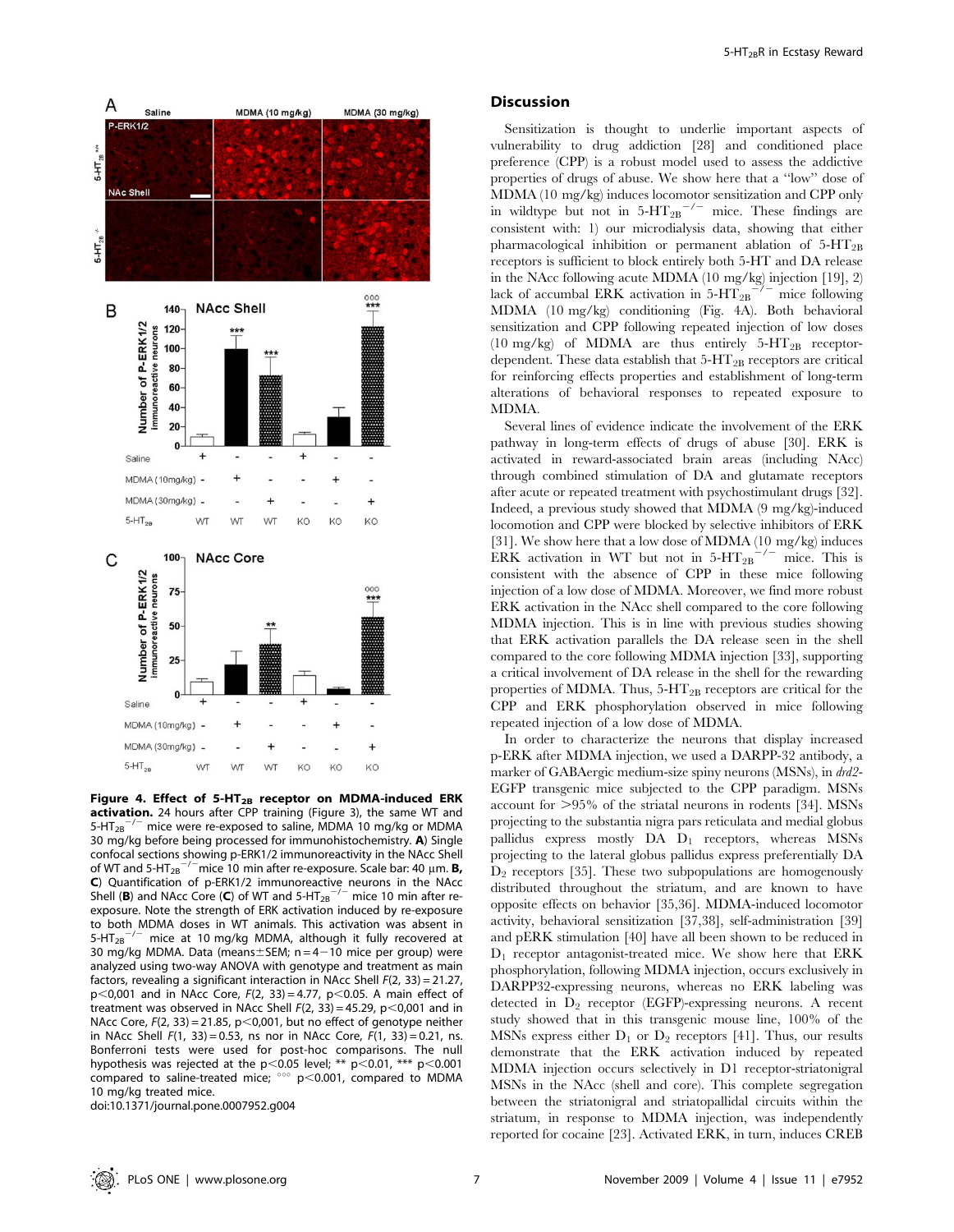**Figure 4. Effect of $5\text{-}HT_{2B}$ receptor on MDMA-induced ERK activation.** 24 hours after CPP training (Figure 3), the same WT and $5\text{-}HT_{2B}^{-/-}$ mice were re-exposed to saline, MDMA 10 mg/kg or MDMA 30 mg/kg before being processed for immunohistochemistry. **A**) Single confocal sections showing p-ERK1/2 immunoreactivity in the NAcc Shell of WT and $5\text{-}HT_{2B}^{-/-}$ mice 10 min after re-exposure. Scale bar: 40 µm. **B, C**) Quantification of p-ERK1/2 immunoreactive neurons in the NAcc Shell (**B**) and NAcc Core (**C**) of WT and $5\text{-}HT_{2B}^{-/-}$ mice 10 min after re-exposure. Note the strength of ERK activation induced by re-exposure to both MDMA doses in WT animals. This activation was absent in $5\text{-}HT_{2B}^{-/-}$ mice at 10 mg/kg MDMA, although it fully recovered at 30 mg/kg MDMA. Data (means±SEM; n = 4−10 mice per group) were analyzed using two-way ANOVA with genotype and treatment as main factors, revealing a significant interaction in NAcc Shell $F(2, 33) = 21.27$, $p<0{,}001$ and in NAcc Core, $F(2, 33) = 4.77$, $p<0.05$. A main effect of treatment was observed in NAcc Shell $F(2, 33) = 45.29$, $p<0{,}001$ and in NAcc Core, $F(2, 33) = 21.85$, $p<0{,}001$, but no effect of genotype neither in NAcc Shell $F(1, 33) = 0.53$, ns nor in NAcc Core, $F(1, 33) = 0.21$, ns. Bonferroni tests were used for post-hoc comparisons. The null hypothesis was rejected at the $p<0.05$ level; ** $p<0.01$, *** $p<0.001$ compared to saline-treated mice; °°° $p<0.001$, compared to MDMA 10 mg/kg treated mice.
doi:10.1371/journal.pone.0007952.g004

## Discussion

Sensitization is thought to underlie important aspects of vulnerability to drug addiction [28] and conditioned place preference (CPP) is a robust model used to assess the addictive properties of drugs of abuse. We show here that a "low" dose of MDMA (10 mg/kg) induces locomotor sensitization and CPP only in wildtype but not in $5\text{-}HT_{2B}^{-/-}$ mice. These findings are consistent with: 1) our microdialysis data, showing that either pharmacological inhibition or permanent ablation of $5\text{-}HT_{2B}$ receptors is sufficient to block entirely both 5-HT and DA release in the NAcc following acute MDMA (10 mg/kg) injection [19], 2) lack of accumbal ERK activation in $5\text{-}HT_{2B}^{-/-}$ mice following MDMA (10 mg/kg) conditioning (Fig. 4A). Both behavioral sensitization and CPP following repeated injection of low doses (10 mg/kg) of MDMA are thus entirely $5\text{-}HT_{2B}$ receptor-dependent. These data establish that $5\text{-}HT_{2B}$ receptors are critical for reinforcing effects properties and establishment of long-term alterations of behavioral responses to repeated exposure to MDMA.

Several lines of evidence indicate the involvement of the ERK pathway in long-term effects of drugs of abuse [30]. ERK is activated in reward-associated brain areas (including NAcc) through combined stimulation of DA and glutamate receptors after acute or repeated treatment with psychostimulant drugs [32]. Indeed, a previous study showed that MDMA (9 mg/kg)-induced locomotion and CPP were blocked by selective inhibitors of ERK [31]. We show here that a low dose of MDMA (10 mg/kg) induces ERK activation in the WT but not in $5\text{-}HT_{2B}^{-/-}$ mice. This is consistent with the absence of CPP in these mice following injection of a low dose of MDMA. Moreover, we find more robust ERK activation in the NAcc shell compared to the core following MDMA injection. This is in line with previous studies showing that ERK activation parallels the DA release seen in the shell compared to the core following MDMA injection [33], supporting a critical involvement of DA release in the shell for the rewarding properties of MDMA. Thus, $5\text{-}HT_{2B}$ receptors are critical for the CPP and ERK phosphorylation observed in mice following repeated injection of a low dose of MDMA.

In order to characterize the neurons that display increased p-ERK after MDMA injection, we used a DARPP-32 antibody, a marker of GABAergic medium-size spiny neurons (MSNs), in *drd2*-EGFP transgenic mice subjected to the CPP paradigm. MSNs account for >95% of the striatal neurons in rodents [34]. MSNs projecting to the substantia nigra pars reticulata and medial globus pallidus express mostly DA $D_1$ receptors, whereas MSNs projecting to the lateral globus pallidus express preferentially DA $D_2$ receptors [35]. These two subpopulations are homogenously distributed throughout the striatum, and are known to have opposite effects on behavior [35,36]. MDMA-induced locomotor activity, behavioral sensitization [37,38], self-administration [39] and pERK stimulation [40] have all been shown to be reduced in $D_1$ receptor antagonist-treated mice. We show here that ERK phosphorylation, following MDMA injection, occurs exclusively in DARPP32-expressing neurons, whereas no ERK labeling was detected in $D_2$ receptor (EGFP)-expressing neurons. A recent study showed that in this transgenic mouse line, 100% of the MSNs express either $D_1$ or $D_2$ receptors [41]. Thus, our results demonstrate that the ERK activation induced by repeated MDMA injection occurs selectively in D1 receptor-striatonigral MSNs in the NAcc (shell and core). This complete segregation between the striatonigral and striatopallidal circuits within the striatum, in response to MDMA injection, was independently reported for cocaine [23]. Activated ERK, in turn, induces CREB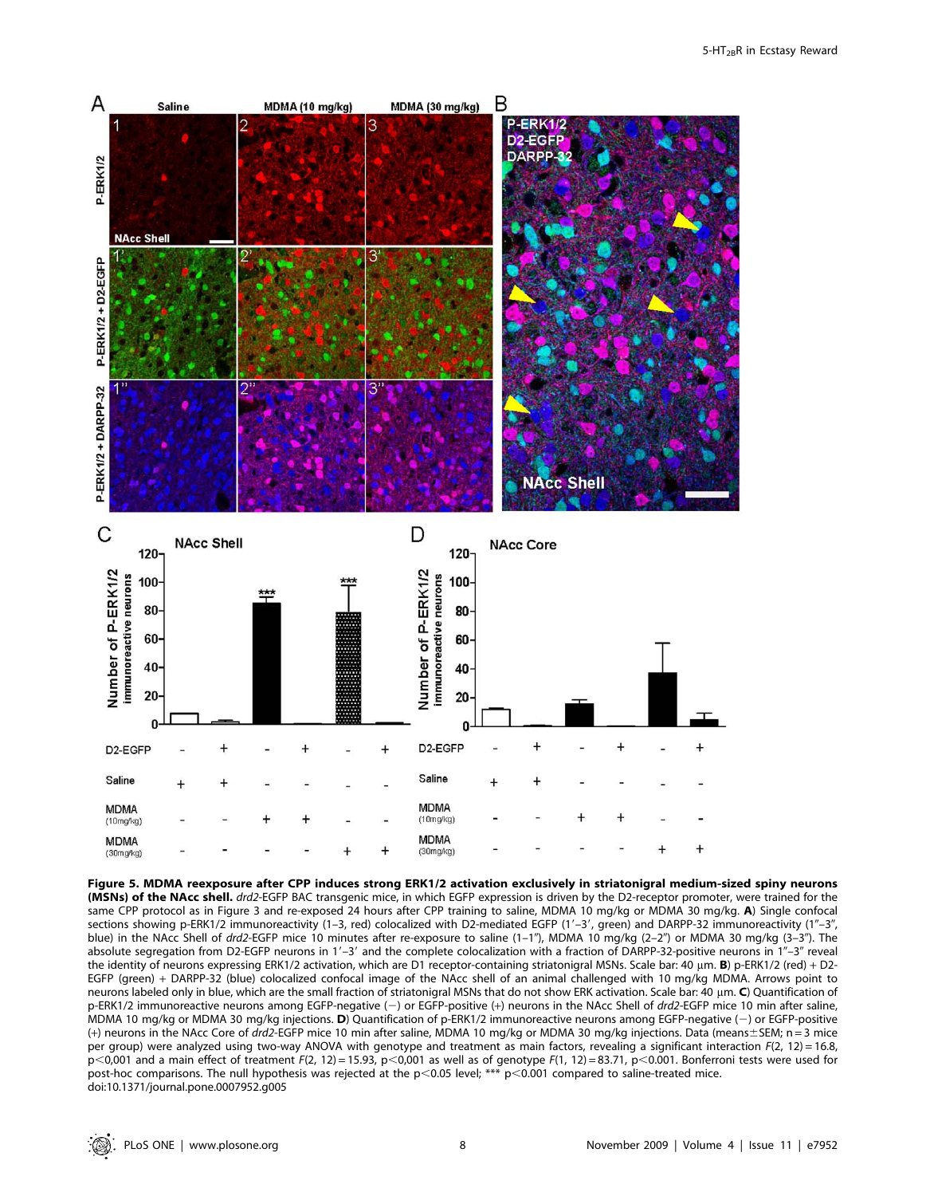**Figure 5. MDMA reexposure after CPP induces strong ERK1/2 activation exclusively in striatonigral medium-sized spiny neurons (MSNs) of the NAcc shell.** *drd2*-EGFP BAC transgenic mice, in which EGFP expression is driven by the D2-receptor promoter, were trained for the same CPP protocol as in Figure 3 and re-exposed 24 hours after CPP training to saline, MDMA 10 mg/kg or MDMA 30 mg/kg. **A**) Single confocal sections showing p-ERK1/2 immunoreactivity (1–3, red) colocalized with D2-mediated EGFP (1′–3′, green) and DARPP-32 immunoreactivity (1″–3″, blue) in the NAcc Shell of *drd2*-EGFP mice 10 minutes after re-exposure to saline (1–1″), MDMA 10 mg/kg (2–2″) or MDMA 30 mg/kg (3–3″). The absolute segregation from D2-EGFP neurons in 1′–3′ and the complete colocalization with a fraction of DARPP-32-positive neurons in 1″–3″ reveal the identity of neurons expressing ERK1/2 activation, which are D1 receptor-containing striatonigral MSNs. Scale bar: 40 µm. **B**) p-ERK1/2 (red) + D2-EGFP (green) + DARPP-32 (blue) colocalized confocal image of the NAcc shell of an animal challenged with 10 mg/kg MDMA. Arrows point to neurons labeled only in blue, which are the small fraction of striatonigral MSNs that do not show ERK activation. Scale bar: 40 µm. **C**) Quantification of p-ERK1/2 immunoreactive neurons among EGFP-negative (−) or EGFP-positive (+) neurons in the NAcc Shell of *drd2*-EGFP mice 10 min after saline, MDMA 10 mg/kg or MDMA 30 mg/kg injections. **D**) Quantification of p-ERK1/2 immunoreactive neurons among EGFP-negative (−) or EGFP-positive (+) neurons in the NAcc Core of *drd2*-EGFP mice 10 min after saline, MDMA 10 mg/kg or MDMA 30 mg/kg injections. Data (means±SEM; n = 3 mice per group) were analyzed using two-way ANOVA with genotype and treatment as main factors, revealing a significant interaction $F(2, 12) = 16.8$, $p < 0{,}001$ and a main effect of treatment $F(2, 12) = 15.93$, $p < 0{,}001$ as well as of genotype $F(1, 12) = 83.71$, $p < 0.001$. Bonferroni tests were used for post-hoc comparisons. The null hypothesis was rejected at the $p < 0.05$ level; *** $p < 0.001$ compared to saline-treated mice.
doi:10.1371/journal.pone.0007952.g005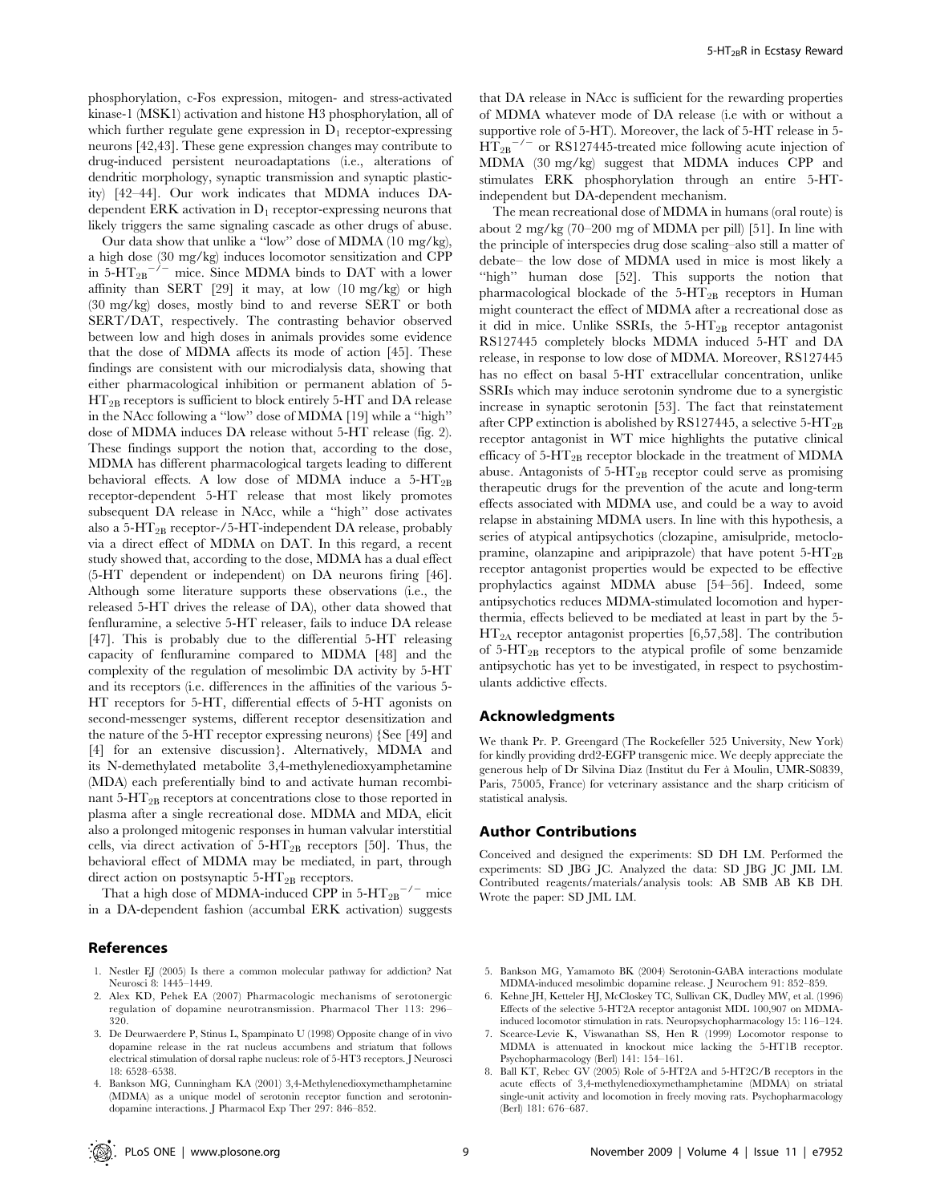phosphorylation, c-Fos expression, mitogen- and stress-activated kinase-1 (MSK1) activation and histone H3 phosphorylation, all of which further regulate gene expression in $D_1$ receptor-expressing neurons [42,43]. These gene expression changes may contribute to drug-induced persistent neuroadaptations (i.e., alterations of dendritic morphology, synaptic transmission and synaptic plasticity) [42–44]. Our work indicates that MDMA induces DA-dependent ERK activation in $D_1$ receptor-expressing neurons that likely triggers the same signaling cascade as other drugs of abuse.

Our data show that unlike a ''low'' dose of MDMA (10 mg/kg), a high dose (30 mg/kg) induces locomotor sensitization and CPP in $5\text{-}HT_{2B}^{-/-}$ mice. Since MDMA binds to DAT with a lower affinity than SERT [29] it may, at low (10 mg/kg) or high (30 mg/kg) doses, mostly bind to and reverse SERT or both SERT/DAT, respectively. The contrasting behavior observed between low and high doses in animals provides some evidence that the dose of MDMA affects its mode of action [45]. These findings are consistent with our microdialysis data, showing that either pharmacological inhibition or permanent ablation of $5\text{-}HT_{2B}$ receptors is sufficient to block entirely 5-HT and DA release in the NAcc following a ''low'' dose of MDMA [19] while a ''high'' dose of MDMA induces DA release without 5-HT release (fig. 2). These findings support the notion that, according to the dose, MDMA has different pharmacological targets leading to different behavioral effects. A low dose of MDMA induce a $5\text{-}HT_{2B}$ receptor-dependent 5-HT release that most likely promotes subsequent DA release in NAcc, while a ''high'' dose activates also a $5\text{-}HT_{2B}$ receptor-/5-HT-independent DA release, probably via a direct effect of MDMA on DAT. In this regard, a recent study showed that, according to the dose, MDMA has a dual effect (5-HT dependent or independent) on DA neurons firing [46]. Although some literature supports these observations (i.e., the released 5-HT drives the release of DA), other data showed that fenfluramine, a selective 5-HT releaser, fails to induce DA release [47]. This is probably due to the differential 5-HT releasing capacity of fenfluramine compared to MDMA [48] and the complexity of the regulation of mesolimbic DA activity by 5-HT and its receptors (i.e. differences in the affinities of the various 5-HT receptors for 5-HT, differential effects of 5-HT agonists on second-messenger systems, different receptor desensitization and the nature of the 5-HT receptor expressing neurons) {See [49] and [4] for an extensive discussion}. Alternatively, MDMA and its N-demethylated metabolite 3,4-methylenedioxyamphetamine (MDA) each preferentially bind to and activate human recombinant $5\text{-}HT_{2B}$ receptors at concentrations close to those reported in plasma after a single recreational dose. MDMA and MDA, elicit also a prolonged mitogenic responses in human valvular interstitial cells, via direct activation of $5\text{-}HT_{2B}$ receptors [50]. Thus, the behavioral effect of MDMA may be mediated, in part, through direct action on postsynaptic $5\text{-}HT_{2B}$ receptors.

That a high dose of MDMA-induced CPP in $5\text{-}HT_{2B}^{-/-}$ mice in a DA-dependent fashion (accumbal ERK activation) suggests that DA release in NAcc is sufficient for the rewarding properties of MDMA whatever mode of DA release (i.e with or without a supportive role of 5-HT). Moreover, the lack of 5-HT release in $5\text{-}HT_{2B}^{-/-}$ or RS127445-treated mice following acute injection of MDMA (30 mg/kg) suggest that MDMA induces CPP and stimulates ERK phosphorylation through an entire 5-HT-independent but DA-dependent mechanism.

The mean recreational dose of MDMA in humans (oral route) is about 2 mg/kg (70–200 mg of MDMA per pill) [51]. In line with the principle of interspecies drug dose scaling–also still a matter of debate– the low dose of MDMA used in mice is most likely a ''high'' human dose [52]. This supports the notion that pharmacological blockade of the $5\text{-}HT_{2B}$ receptors in Human might counteract the effect of MDMA after a recreational dose as it did in mice. Unlike SSRIs, the $5\text{-}HT_{2B}$ receptor antagonist RS127445 completely blocks MDMA induced 5-HT and DA release, in response to low dose of MDMA. Moreover, RS127445 has no effect on basal 5-HT extracellular concentration, unlike SSRIs which may induce serotonin syndrome due to a synergistic increase in synaptic serotonin [53]. The fact that reinstatement after CPP extinction is abolished by RS127445, a selective $5\text{-}HT_{2B}$ receptor antagonist in WT mice highlights the putative clinical efficacy of $5\text{-}HT_{2B}$ receptor blockade in the treatment of MDMA abuse. Antagonists of $5\text{-}HT_{2B}$ receptor could serve as promising therapeutic drugs for the prevention of the acute and long-term effects associated with MDMA use, and could be a way to avoid relapse in abstaining MDMA users. In line with this hypothesis, a series of atypical antipsychotics (clozapine, amisulpride, metoclopramine, olanzapine and aripiprazole) that have potent $5\text{-}HT_{2B}$ receptor antagonist properties would be expected to be effective prophylactics against MDMA abuse [54–56]. Indeed, some antipsychotics reduces MDMA-stimulated locomotion and hyperthermia, effects believed to be mediated at least in part by the $5\text{-}HT_{2A}$ receptor antagonist properties [6,57,58]. The contribution of $5\text{-}HT_{2B}$ receptors to the atypical profile of some benzamide antipsychotic has yet to be investigated, in respect to psychostimulants addictive effects.

## Acknowledgments

We thank Pr. P. Greengard (The Rockefeller 525 University, New York) for kindly providing drd2-EGFP transgenic mice. We deeply appreciate the generous help of Dr Silvina Diaz (Institut du Fer à Moulin, UMR-S0839, Paris, 75005, France) for veterinary assistance and the sharp criticism of statistical analysis.

## Author Contributions

Conceived and designed the experiments: SD DH LM. Performed the experiments: SD JBG JC. Analyzed the data: SD JBG JC JML LM. Contributed reagents/materials/analysis tools: AB SMB AB KB DH. Wrote the paper: SD JML LM.

## References

1. Nestler EJ (2005) Is there a common molecular pathway for addiction? Nat Neurosci 8: 1445–1449.
2. Alex KD, Pehek EA (2007) Pharmacologic mechanisms of serotonergic regulation of dopamine neurotransmission. Pharmacol Ther 113: 296–320.
3. De Deurwaerdere P, Stinus L, Spampinato U (1998) Opposite change of in vivo dopamine release in the rat nucleus accumbens and striatum that follows electrical stimulation of dorsal raphe nucleus: role of 5-HT3 receptors. J Neurosci 18: 6528–6538.
4. Bankson MG, Cunningham KA (2001) 3,4-Methylenedioxymethamphetamine (MDMA) as a unique model of serotonin receptor function and serotonin-dopamine interactions. J Pharmacol Exp Ther 297: 846–852.
5. Bankson MG, Yamamoto BK (2004) Serotonin-GABA interactions modulate MDMA-induced mesolimbic dopamine release. J Neurochem 91: 852–859.
6. Kehne JH, Ketteler HJ, McCloskey TC, Sullivan CK, Dudley MW, et al. (1996) Effects of the selective 5-HT2A receptor antagonist MDL 100,907 on MDMA-induced locomotor stimulation in rats. Neuropsychopharmacology 15: 116–124.
7. Scearce-Levie K, Viswanathan SS, Hen R (1999) Locomotor response to MDMA is attenuated in knockout mice lacking the 5-HT1B receptor. Psychopharmacology (Berl) 141: 154–161.
8. Ball KT, Rebec GV (2005) Role of 5-HT2A and 5-HT2C/B receptors in the acute effects of 3,4-methylenedioxymethamphetamine (MDMA) on striatal single-unit activity and locomotion in freely moving rats. Psychopharmacology (Berl) 181: 676–687.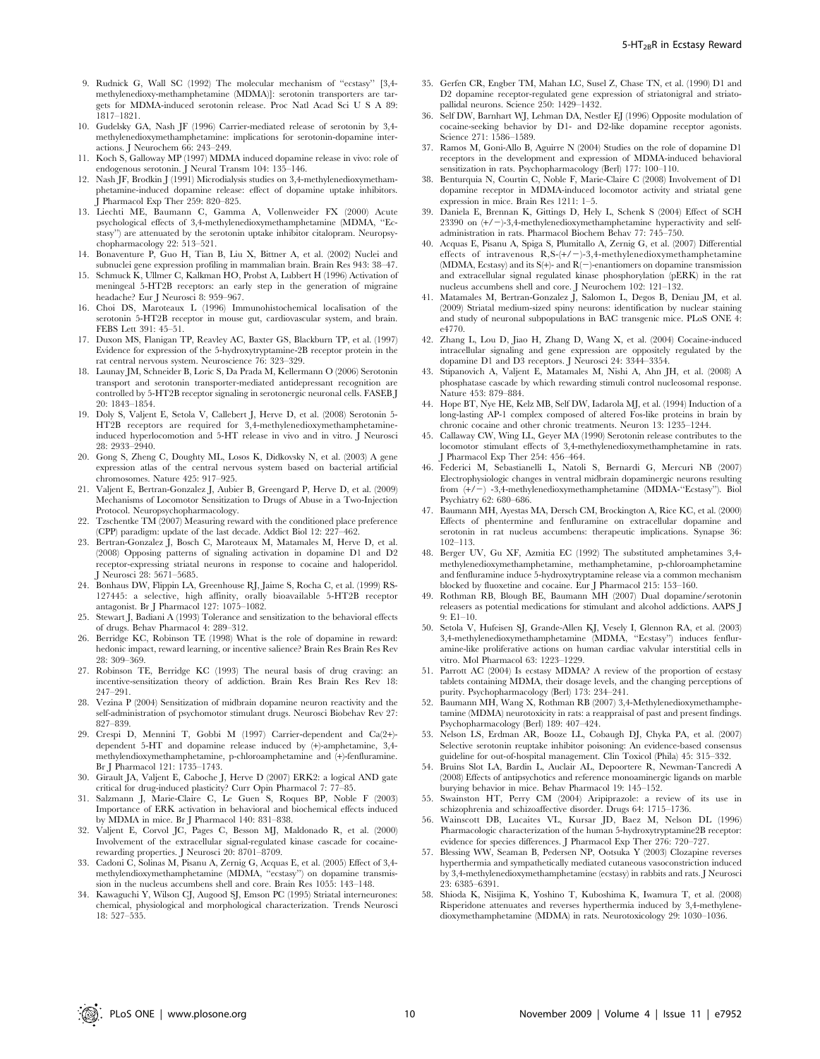9. Rudnick G, Wall SC (1992) The molecular mechanism of ''ecstasy'' [3,4-methylenedioxy-methamphetamine (MDMA)]: serotonin transporters are targets for MDMA-induced serotonin release. Proc Natl Acad Sci U S A 89: 1817–1821.
10. Gudelsky GA, Nash JF (1996) Carrier-mediated release of serotonin by 3,4-methylenedioxymethamphetamine: implications for serotonin-dopamine interactions. J Neurochem 66: 243–249.
11. Koch S, Galloway MP (1997) MDMA induced dopamine release in vivo: role of endogenous serotonin. J Neural Transm 104: 135–146.
12. Nash JF, Brodkin J (1991) Microdialysis studies on 3,4-methylenedioxymethamphetamine-induced dopamine release: effect of dopamine uptake inhibitors. J Pharmacol Exp Ther 259: 820–825.
13. Liechti ME, Baumann C, Gamma A, Vollenweider FX (2000) Acute psychological effects of 3,4-methylenedioxymethamphetamine (MDMA, ''Ecstasy'') are attenuated by the serotonin uptake inhibitor citalopram. Neuropsychopharmacology 22: 513–521.
14. Bonaventure P, Guo H, Tian B, Liu X, Bittner A, et al. (2002) Nuclei and subnuclei gene expression profiling in mammalian brain. Brain Res 943: 38–47.
15. Schmuck K, Ullmer C, Kalkman HO, Probst A, Lubbert H (1996) Activation of meningeal 5-HT2B receptors: an early step in the generation of migraine headache? Eur J Neurosci 8: 959–967.
16. Choi DS, Maroteaux L (1996) Immunohistochemical localisation of the serotonin 5-HT2B receptor in mouse gut, cardiovascular system, and brain. FEBS Lett 391: 45–51.
17. Duxon MS, Flanigan TP, Reavley AC, Baxter GS, Blackburn TP, et al. (1997) Evidence for expression of the 5-hydroxytryptamine-2B receptor protein in the rat central nervous system. Neuroscience 76: 323–329.
18. Launay JM, Schneider B, Loric S, Da Prada M, Kellermann O (2006) Serotonin transport and serotonin transporter-mediated antidepressant recognition are controlled by 5-HT2B receptor signaling in serotonergic neuronal cells. FASEB J 20: 1843–1854.
19. Doly S, Valjent E, Setola V, Callebert J, Herve D, et al. (2008) Serotonin 5-HT2B receptors are required for 3,4-methylenedioxymethamphetamine-induced hyperlocomotion and 5-HT release in vivo and in vitro. J Neurosci 28: 2933–2940.
20. Gong S, Zheng C, Doughty ML, Losos K, Didkovsky N, et al. (2003) A gene expression atlas of the central nervous system based on bacterial artificial chromosomes. Nature 425: 917–925.
21. Valjent E, Bertran-Gonzalez J, Aubier B, Greengard P, Herve D, et al. (2009) Mechanisms of Locomotor Sensitization to Drugs of Abuse in a Two-Injection Protocol. Neuropsychopharmacology.
22. Tzschentke TM (2007) Measuring reward with the conditioned place preference (CPP) paradigm: update of the last decade. Addict Biol 12: 227–462.
23. Bertran-Gonzalez J, Bosch C, Maroteaux M, Matamales M, Herve D, et al. (2008) Opposing patterns of signaling activation in dopamine D1 and D2 receptor-expressing striatal neurons in response to cocaine and haloperidol. J Neurosci 28: 5671–5685.
24. Bonhaus DW, Flippin LA, Greenhouse RJ, Jaime S, Rocha C, et al. (1999) RS-127445: a selective, high affinity, orally bioavailable 5-HT2B receptor antagonist. Br J Pharmacol 127: 1075–1082.
25. Stewart J, Badiani A (1993) Tolerance and sensitization to the behavioral effects of drugs. Behav Pharmacol 4: 289–312.
26. Berridge KC, Robinson TE (1998) What is the role of dopamine in reward: hedonic impact, reward learning, or incentive salience? Brain Res Brain Res Rev 28: 309–369.
27. Robinson TE, Berridge KC (1993) The neural basis of drug craving: an incentive-sensitization theory of addiction. Brain Res Brain Res Rev 18: 247–291.
28. Vezina P (2004) Sensitization of midbrain dopamine neuron reactivity and the self-administration of psychomotor stimulant drugs. Neurosci Biobehav Rev 27: 827–839.
29. Crespi D, Mennini T, Gobbi M (1997) Carrier-dependent and Ca(2+)-dependent 5-HT and dopamine release induced by (+)-amphetamine, 3,4-methylendioxymethamphetamine, p-chloroamphetamine and (+)-fenfluramine. Br J Pharmacol 121: 1735–1743.
30. Girault JA, Valjent E, Caboche J, Herve D (2007) ERK2: a logical AND gate critical for drug-induced plasticity? Curr Opin Pharmacol 7: 77–85.
31. Salzmann J, Marie-Claire C, Le Guen S, Roques BP, Noble F (2003) Importance of ERK activation in behavioral and biochemical effects induced by MDMA in mice. Br J Pharmacol 140: 831–838.
32. Valjent E, Corvol JC, Pages C, Besson MJ, Maldonado R, et al. (2000) Involvement of the extracellular signal-regulated kinase cascade for cocaine-rewarding properties. J Neurosci 20: 8701–8709.
33. Cadoni C, Solinas M, Pisanu A, Zernig G, Acquas E, et al. (2005) Effect of 3,4-methylendioxymethamphetamine (MDMA, ''ecstasy'') on dopamine transmission in the nucleus accumbens shell and core. Brain Res 1055: 143–148.
34. Kawaguchi Y, Wilson CJ, Augood SJ, Emson PC (1995) Striatal interneurones: chemical, physiological and morphological characterization. Trends Neurosci 18: 527–535.
35. Gerfen CR, Engber TM, Mahan LC, Susel Z, Chase TN, et al. (1990) D1 and D2 dopamine receptor-regulated gene expression of striatonigral and striatopallidal neurons. Science 250: 1429–1432.
36. Self DW, Barnhart WJ, Lehman DA, Nestler EJ (1996) Opposite modulation of cocaine-seeking behavior by D1- and D2-like dopamine receptor agonists. Science 271: 1586–1589.
37. Ramos M, Goni-Allo B, Aguirre N (2004) Studies on the role of dopamine D1 receptors in the development and expression of MDMA-induced behavioral sensitization in rats. Psychopharmacology (Berl) 177: 100–110.
38. Benturquia N, Courtin C, Noble F, Marie-Claire C (2008) Involvement of D1 dopamine receptor in MDMA-induced locomotor activity and striatal gene expression in mice. Brain Res 1211: 1–5.
39. Daniela E, Brennan K, Gittings D, Hely L, Schenk S (2004) Effect of SCH 23390 on (+/−)-3,4-methylenedioxymethamphetamine hyperactivity and self-administration in rats. Pharmacol Biochem Behav 77: 745–750.
40. Acquas E, Pisanu A, Spiga S, Plumitallo A, Zernig G, et al. (2007) Differential effects of intravenous R,S-(+/−)-3,4-methylenedioxymethamphetamine (MDMA, Ecstasy) and its S(+)- and R(−)-enantiomers on dopamine transmission and extracellular signal regulated kinase phosphorylation (pERK) in the rat nucleus accumbens shell and core. J Neurochem 102: 121–132.
41. Matamales M, Bertran-Gonzalez J, Salomon L, Degos B, Deniau JM, et al. (2009) Striatal medium-sized spiny neurons: identification by nuclear staining and study of neuronal subpopulations in BAC transgenic mice. PLoS ONE 4: e4770.
42. Zhang L, Lou D, Jiao H, Zhang D, Wang X, et al. (2004) Cocaine-induced intracellular signaling and gene expression are oppositely regulated by the dopamine D1 and D3 receptors. J Neurosci 24: 3344–3354.
43. Stipanovich A, Valjent E, Matamales M, Nishi A, Ahn JH, et al. (2008) A phosphatase cascade by which rewarding stimuli control nucleosomal response. Nature 453: 879–884.
44. Hope BT, Nye HE, Kelz MB, Self DW, Iadarola MJ, et al. (1994) Induction of a long-lasting AP-1 complex composed of altered Fos-like proteins in brain by chronic cocaine and other chronic treatments. Neuron 13: 1235–1244.
45. Callaway CW, Wing LL, Geyer MA (1990) Serotonin release contributes to the locomotor stimulant effects of 3,4-methylenedioxymethamphetamine in rats. J Pharmacol Exp Ther 254: 456–464.
46. Federici M, Sebastianelli L, Natoli S, Bernardi G, Mercuri NB (2007) Electrophysiologic changes in ventral midbrain dopaminergic neurons resulting from (+/−) -3,4-methylenedioxymethamphetamine (MDMA-''Ecstasy''). Biol Psychiatry 62: 680–686.
47. Baumann MH, Ayestas MA, Dersch CM, Brockington A, Rice KC, et al. (2000) Effects of phentermine and fenfluramine on extracellular dopamine and serotonin in rat nucleus accumbens: therapeutic implications. Synapse 36: 102–113.
48. Berger UV, Gu XF, Azmitia EC (1992) The substituted amphetamines 3,4-methylenedioxymethamphetamine, methamphetamine, p-chloroamphetamine and fenfluramine induce 5-hydroxytryptamine release via a common mechanism blocked by fluoxetine and cocaine. Eur J Pharmacol 215: 153–160.
49. Rothman RB, Blough BE, Baumann MH (2007) Dual dopamine/serotonin releasers as potential medications for stimulant and alcohol addictions. AAPS J 9: E1–10.
50. Setola V, Hufeisen SJ, Grande-Allen KJ, Vesely I, Glennon RA, et al. (2003) 3,4-methylenedioxymethamphetamine (MDMA, ''Ecstasy'') induces fenfluramine-like proliferative actions on human cardiac valvular interstitial cells in vitro. Mol Pharmacol 63: 1223–1229.
51. Parrott AC (2004) Is ecstasy MDMA? A review of the proportion of ecstasy tablets containing MDMA, their dosage levels, and the changing perceptions of purity. Psychopharmacology (Berl) 173: 234–241.
52. Baumann MH, Wang X, Rothman RB (2007) 3,4-Methylenedioxymethamphetamine (MDMA) neurotoxicity in rats: a reappraisal of past and present findings. Psychopharmacology (Berl) 189: 407–424.
53. Nelson LS, Erdman AR, Booze LL, Cobaugh DJ, Chyka PA, et al. (2007) Selective serotonin reuptake inhibitor poisoning: An evidence-based consensus guideline for out-of-hospital management. Clin Toxicol (Phila) 45: 315–332.
54. Bruins Slot LA, Bardin L, Auclair AL, Depoortere R, Newman-Tancredi A (2008) Effects of antipsychotics and reference monoaminergic ligands on marble burying behavior in mice. Behav Pharmacol 19: 145–152.
55. Swainston HT, Perry CM (2004) Aripiprazole: a review of its use in schizophrenia and schizoaffective disorder. Drugs 64: 1715–1736.
56. Wainscott DB, Lucaites VL, Kursar JD, Baez M, Nelson DL (1996) Pharmacologic characterization of the human 5-hydroxytryptamine2B receptor: evidence for species differences. J Pharmacol Exp Ther 276: 720–727.
57. Blessing WW, Seaman B, Pedersen NP, Ootsuka Y (2003) Clozapine reverses hyperthermia and sympathetically mediated cutaneous vasoconstriction induced by 3,4-methylenedioxymethamphetamine (ecstasy) in rabbits and rats. J Neurosci 23: 6385–6391.
58. Shioda K, Nisijima K, Yoshino T, Kuboshima K, Iwamura T, et al. (2008) Risperidone attenuates and reverses hyperthermia induced by 3,4-methylenedioxymethamphetamine (MDMA) in rats. Neurotoxicology 29: 1030–1036.